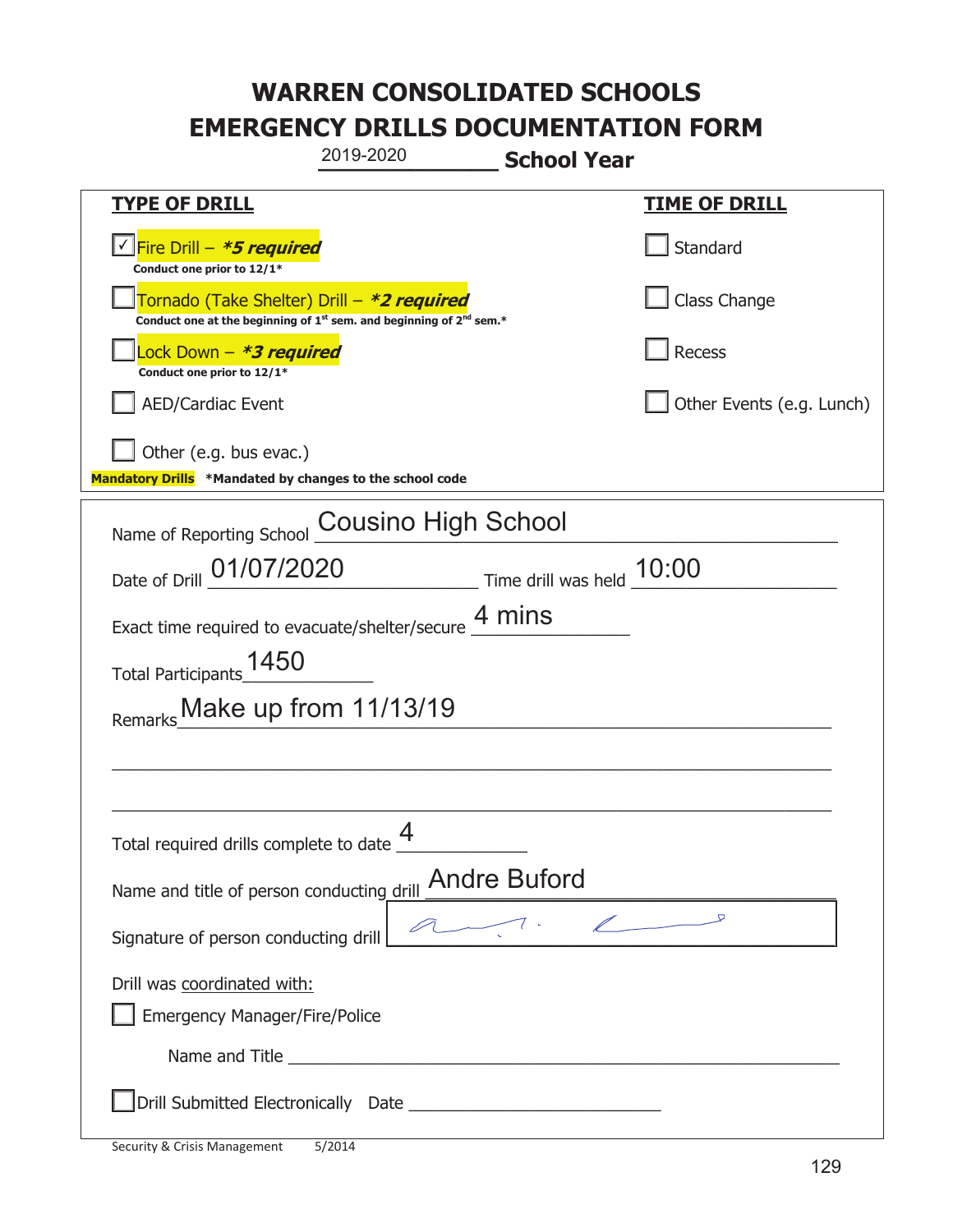# WARREN CONSOLIDATED SCHOOLS
# EMERGENCY DRILLS DOCUMENTATION FORM

2019-2020 **School Year**

| **TYPE OF DRILL** | **TIME OF DRILL** |
|---|---|
| ☑ Fire Drill – ***5 required*** <br> **Conduct one prior to 12/1*** | ☐ Standard |
| ☐ Tornado (Take Shelter) Drill – ***2 required*** <br> **Conduct one at the beginning of 1st sem. and beginning of 2nd sem.*** | ☐ Class Change |
| ☐ Lock Down – ***3 required*** <br> **Conduct one prior to 12/1*** | ☐ Recess |
| ☐ AED/Cardiac Event | ☐ Other Events (e.g. Lunch) |
| ☐ Other (e.g. bus evac.) | |

**Mandatory Drills** ***Mandated by changes to the school code**

Name of Reporting School: Cousino High School

Date of Drill: 01/07/2020 Time drill was held: 10:00

Exact time required to evacuate/shelter/secure: 4 mins

Total Participants: 1450

Remarks: Make up from 11/13/19

Total required drills complete to date: 4

Name and title of person conducting drill: Andre Buford

Signature of person conducting drill: [signature]

Drill was coordinated with:

☐ Emergency Manager/Fire/Police

Name and Title ____________________

☐ Drill Submitted Electronically Date ____________________

Security & Crisis Management 5/2014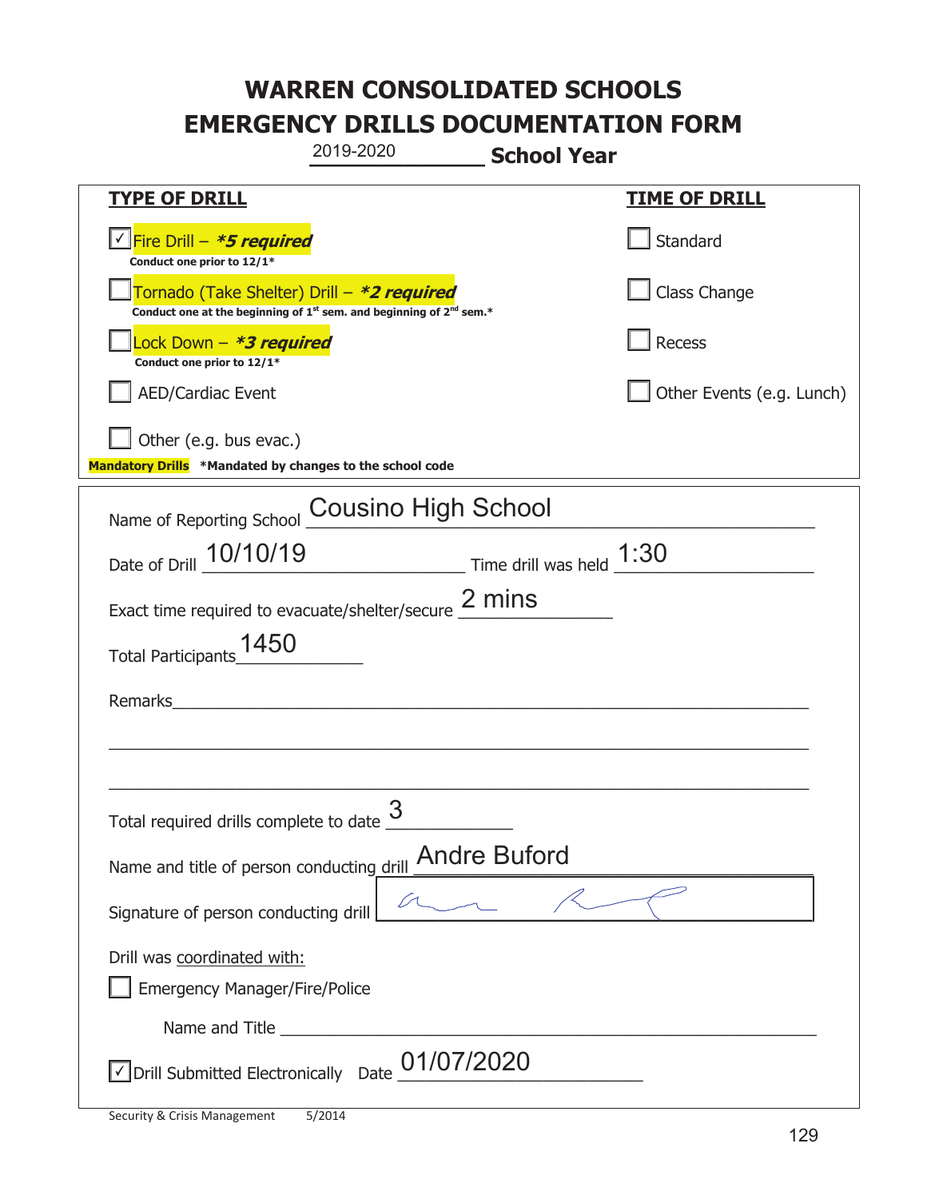# WARREN CONSOLIDATED SCHOOLS
# EMERGENCY DRILLS DOCUMENTATION FORM

2019-2020 **School Year**

| **TYPE OF DRILL** | **TIME OF DRILL** |
|---|---|
| ☑ Fire Drill – ***5 required*** <br> **Conduct one prior to 12/1*** | ☐ Standard |
| ☐ Tornado (Take Shelter) Drill – ***2 required*** <br> **Conduct one at the beginning of 1st sem. and beginning of 2nd sem.*** | ☐ Class Change |
| ☐ Lock Down – ***3 required*** <br> **Conduct one prior to 12/1*** | ☐ Recess |
| ☐ AED/Cardiac Event | ☐ Other Events (e.g. Lunch) |
| ☐ Other (e.g. bus evac.) | |

**Mandatory Drills** **\*Mandated by changes to the school code**

Name of Reporting School: Cousino High School

Date of Drill: 10/10/19 Time drill was held: 1:30

Exact time required to evacuate/shelter/secure: 2 mins

Total Participants: 1450

Remarks: ______________________________

Total required drills complete to date: 3

Name and title of person conducting drill: Andre Buford

Signature of person conducting drill: [signature]

Drill was coordinated with:

☐ Emergency Manager/Fire/Police

Name and Title: ______________________________

☑ Drill Submitted Electronically Date: 01/07/2020

Security & Crisis Management 5/2014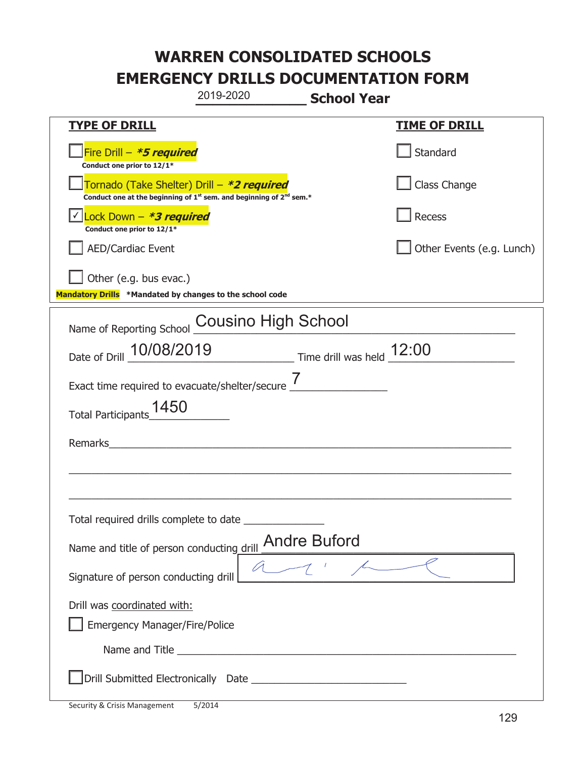# WARREN CONSOLIDATED SCHOOLS
# EMERGENCY DRILLS DOCUMENTATION FORM

2019-2020 **School Year**

| **TYPE OF DRILL** | **TIME OF DRILL** |
|---|---|
| ☐ Fire Drill – ***5 required*** <br> **Conduct one prior to 12/1*** | ☐ Standard |
| ☐ Tornado (Take Shelter) Drill – ***2 required*** <br> **Conduct one at the beginning of 1st sem. and beginning of 2nd sem.*** | ☐ Class Change |
| ☑ Lock Down – ***3 required*** <br> **Conduct one prior to 12/1*** | ☐ Recess |
| ☐ AED/Cardiac Event | ☐ Other Events (e.g. Lunch) |
| ☐ Other (e.g. bus evac.) | |

**Mandatory Drills** **\*Mandated by changes to the school code**

Name of Reporting School: Cousino High School

Date of Drill: 10/08/2019 Time drill was held: 12:00

Exact time required to evacuate/shelter/secure: 7

Total Participants: 1450

Remarks: ______________________________________________

Total required drills complete to date: ______________

Name and title of person conducting drill: Andre Buford

Signature of person conducting drill: [signature]

Drill was coordinated with:

☐ Emergency Manager/Fire/Police

Name and Title: ______________________________________________

☐ Drill Submitted Electronically Date: ______________________

Security & Crisis Management 5/2014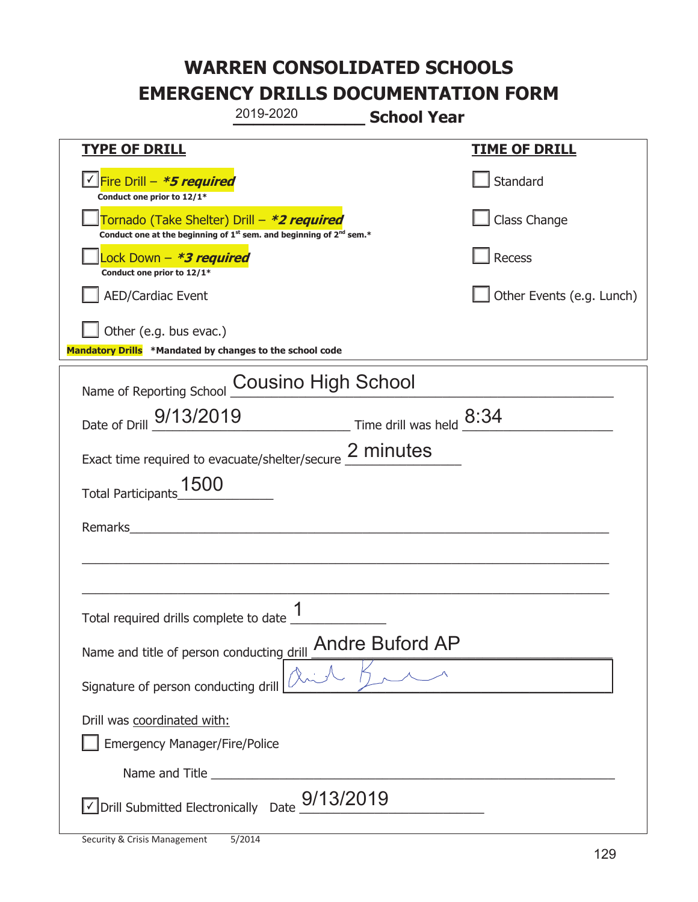# WARREN CONSOLIDATED SCHOOLS
# EMERGENCY DRILLS DOCUMENTATION FORM

2019-2020 **School Year**

| **TYPE OF DRILL** | **TIME OF DRILL** |
|---|---|
| ☑ Fire Drill – ***5 required*** <br> **Conduct one prior to 12/1*** | ☐ Standard |
| ☐ Tornado (Take Shelter) Drill – ***2 required*** <br> **Conduct one at the beginning of 1st sem. and beginning of 2nd sem.*** | ☐ Class Change |
| ☐ Lock Down – ***3 required*** <br> **Conduct one prior to 12/1*** | ☐ Recess |
| ☐ AED/Cardiac Event | ☐ Other Events (e.g. Lunch) |
| ☐ Other (e.g. bus evac.) | |

**Mandatory Drills** **\*Mandated by changes to the school code**

Name of Reporting School: Cousino High School

Date of Drill: 9/13/2019 Time drill was held: 8:34

Exact time required to evacuate/shelter/secure: 2 minutes

Total Participants: 1500

Remarks: ____________________

Total required drills complete to date: 1

Name and title of person conducting drill: Andre Buford AP

Signature of person conducting drill: [signature]

Drill was coordinated with:

☐ Emergency Manager/Fire/Police

Name and Title ____________________

☑ Drill Submitted Electronically Date 9/13/2019

Security & Crisis Management 5/2014